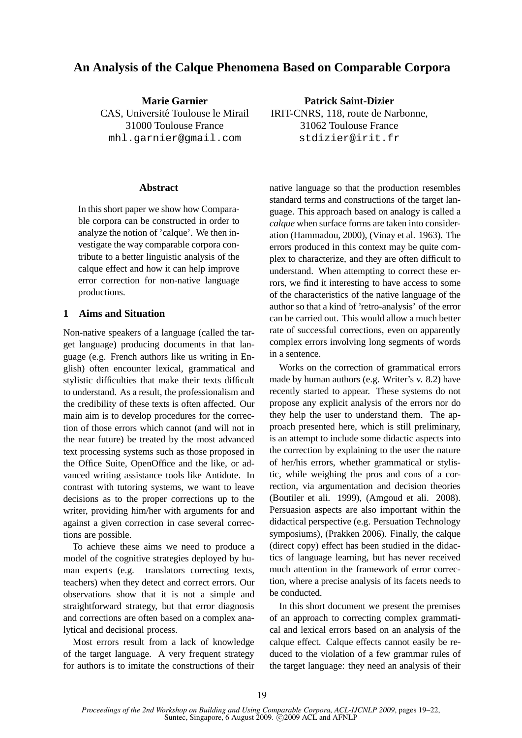# An Analysis of the Calque Phenomena Based on Comparable Corpora

**Marie Garnier**
CAS, Université Toulouse le Mirail
31000 Toulouse France
mhl.garnier@gmail.com

**Patrick Saint-Dizier**
IRIT-CNRS, 118, route de Narbonne,
31062 Toulouse France
stdizier@irit.fr

## Abstract

In this short paper we show how Comparable corpora can be constructed in order to analyze the notion of 'calque'. We then investigate the way comparable corpora contribute to a better linguistic analysis of the calque effect and how it can help improve error correction for non-native language productions.

## 1 Aims and Situation

Non-native speakers of a language (called the target language) producing documents in that language (e.g. French authors like us writing in English) often encounter lexical, grammatical and stylistic difficulties that make their texts difficult to understand. As a result, the professionalism and the credibility of these texts is often affected. Our main aim is to develop procedures for the correction of those errors which cannot (and will not in the near future) be treated by the most advanced text processing systems such as those proposed in the Office Suite, OpenOffice and the like, or advanced writing assistance tools like Antidote. In contrast with tutoring systems, we want to leave decisions as to the proper corrections up to the writer, providing him/her with arguments for and against a given correction in case several corrections are possible.

To achieve these aims we need to produce a model of the cognitive strategies deployed by human experts (e.g. translators correcting texts, teachers) when they detect and correct errors. Our observations show that it is not a simple and straightforward strategy, but that error diagnosis and corrections are often based on a complex analytical and decisional process.

Most errors result from a lack of knowledge of the target language. A very frequent strategy for authors is to imitate the constructions of their native language so that the production resembles standard terms and constructions of the target language. This approach based on analogy is called a *calque* when surface forms are taken into consideration (Hammadou, 2000), (Vinay et al. 1963). The errors produced in this context may be quite complex to characterize, and they are often difficult to understand. When attempting to correct these errors, we find it interesting to have access to some of the characteristics of the native language of the author so that a kind of 'retro-analysis' of the error can be carried out. This would allow a much better rate of successful corrections, even on apparently complex errors involving long segments of words in a sentence.

Works on the correction of grammatical errors made by human authors (e.g. Writer's v. 8.2) have recently started to appear. These systems do not propose any explicit analysis of the errors nor do they help the user to understand them. The approach presented here, which is still preliminary, is an attempt to include some didactic aspects into the correction by explaining to the user the nature of her/his errors, whether grammatical or stylistic, while weighing the pros and cons of a correction, via argumentation and decision theories (Boutiler et ali. 1999), (Amgoud et ali. 2008). Persuasion aspects are also important within the didactical perspective (e.g. Persuation Technology symposiums), (Prakken 2006). Finally, the calque (direct copy) effect has been studied in the didactics of language learning, but has never received much attention in the framework of error correction, where a precise analysis of its facets needs to be conducted.

In this short document we present the premises of an approach to correcting complex grammatical and lexical errors based on an analysis of the calque effect. Calque effects cannot easily be reduced to the violation of a few grammar rules of the target language: they need an analysis of their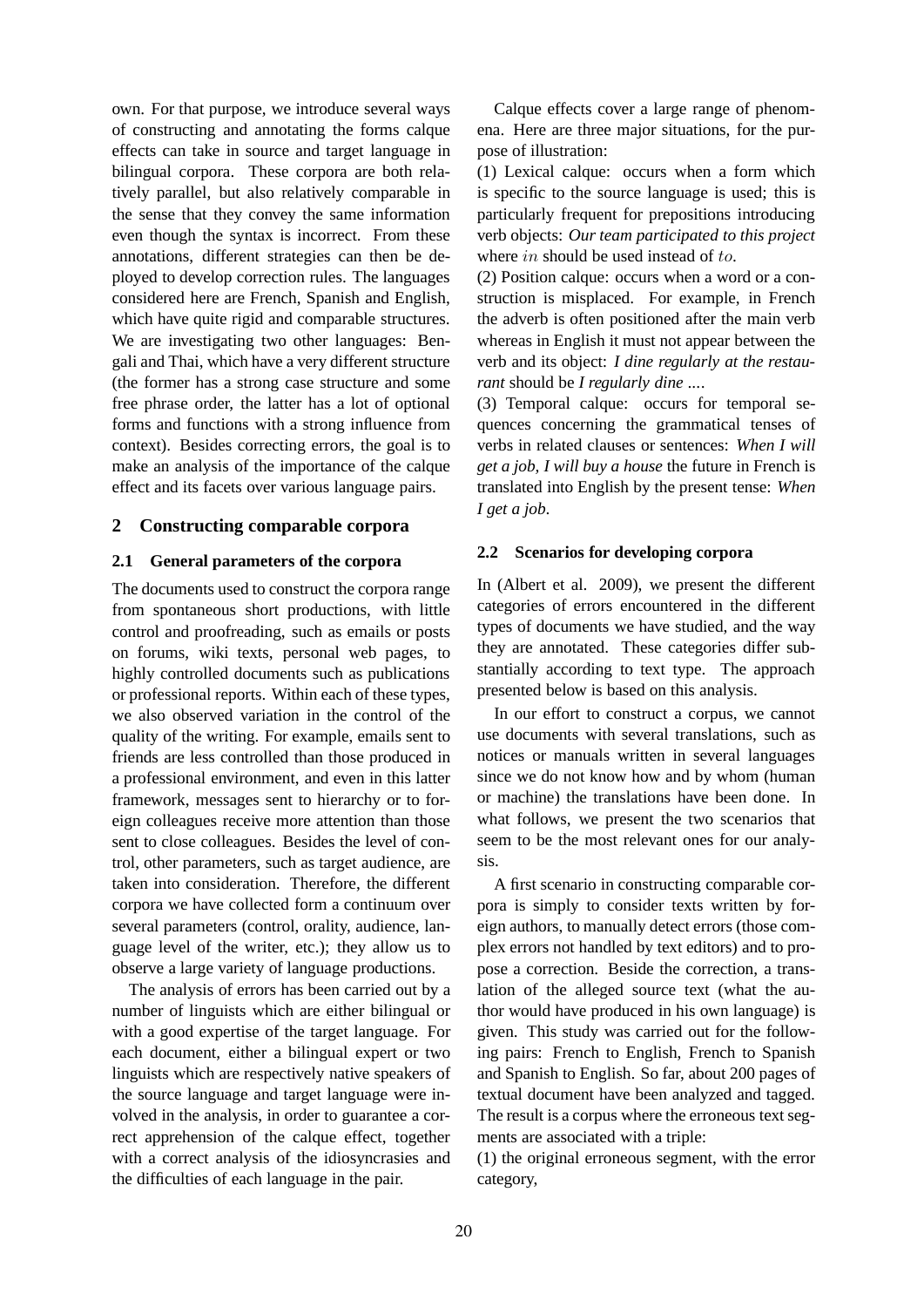own. For that purpose, we introduce several ways of constructing and annotating the forms calque effects can take in source and target language in bilingual corpora. These corpora are both relatively parallel, but also relatively comparable in the sense that they convey the same information even though the syntax is incorrect. From these annotations, different strategies can then be deployed to develop correction rules. The languages considered here are French, Spanish and English, which have quite rigid and comparable structures. We are investigating two other languages: Bengali and Thai, which have a very different structure (the former has a strong case structure and some free phrase order, the latter has a lot of optional forms and functions with a strong influence from context). Besides correcting errors, the goal is to make an analysis of the importance of the calque effect and its facets over various language pairs.

## 2 Constructing comparable corpora

### 2.1 General parameters of the corpora

The documents used to construct the corpora range from spontaneous short productions, with little control and proofreading, such as emails or posts on forums, wiki texts, personal web pages, to highly controlled documents such as publications or professional reports. Within each of these types, we also observed variation in the control of the quality of the writing. For example, emails sent to friends are less controlled than those produced in a professional environment, and even in this latter framework, messages sent to hierarchy or to foreign colleagues receive more attention than those sent to close colleagues. Besides the level of control, other parameters, such as target audience, are taken into consideration. Therefore, the different corpora we have collected form a continuum over several parameters (control, orality, audience, language level of the writer, etc.); they allow us to observe a large variety of language productions.

The analysis of errors has been carried out by a number of linguists which are either bilingual or with a good expertise of the target language. For each document, either a bilingual expert or two linguists which are respectively native speakers of the source language and target language were involved in the analysis, in order to guarantee a correct apprehension of the calque effect, together with a correct analysis of the idiosyncrasies and the difficulties of each language in the pair.

Calque effects cover a large range of phenomena. Here are three major situations, for the purpose of illustration:

(1) Lexical calque: occurs when a form which is specific to the source language is used; this is particularly frequent for prepositions introducing verb objects: *Our team participated to this project* where $in$ should be used instead of $to$.

(2) Position calque: occurs when a word or a construction is misplaced. For example, in French the adverb is often positioned after the main verb whereas in English it must not appear between the verb and its object: *I dine regularly at the restaurant* should be *I regularly dine ...*.

(3) Temporal calque: occurs for temporal sequences concerning the grammatical tenses of verbs in related clauses or sentences: *When I will get a job, I will buy a house* the future in French is translated into English by the present tense: *When I get a job*.

### 2.2 Scenarios for developing corpora

In (Albert et al. 2009), we present the different categories of errors encountered in the different types of documents we have studied, and the way they are annotated. These categories differ substantially according to text type. The approach presented below is based on this analysis.

In our effort to construct a corpus, we cannot use documents with several translations, such as notices or manuals written in several languages since we do not know how and by whom (human or machine) the translations have been done. In what follows, we present the two scenarios that seem to be the most relevant ones for our analysis.

A first scenario in constructing comparable corpora is simply to consider texts written by foreign authors, to manually detect errors (those complex errors not handled by text editors) and to propose a correction. Beside the correction, a translation of the alleged source text (what the author would have produced in his own language) is given. This study was carried out for the following pairs: French to English, French to Spanish and Spanish to English. So far, about 200 pages of textual document have been analyzed and tagged. The result is a corpus where the erroneous text segments are associated with a triple:

(1) the original erroneous segment, with the error category,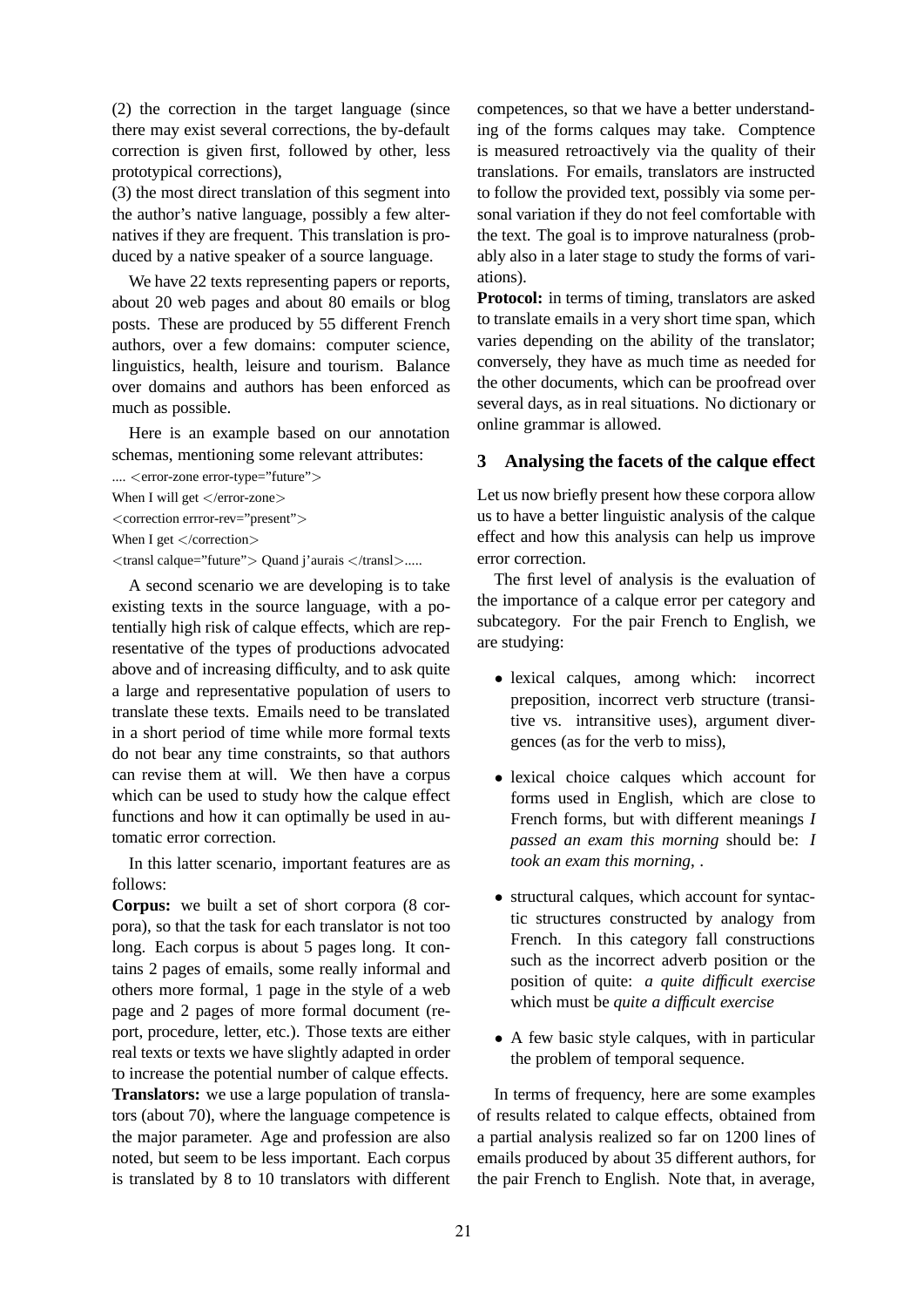(2) the correction in the target language (since there may exist several corrections, the by-default correction is given first, followed by other, less prototypical corrections),
(3) the most direct translation of this segment into the author's native language, possibly a few alternatives if they are frequent. This translation is produced by a native speaker of a source language.

We have 22 texts representing papers or reports, about 20 web pages and about 80 emails or blog posts. These are produced by 55 different French authors, over a few domains: computer science, linguistics, health, leisure and tourism. Balance over domains and authors has been enforced as much as possible.

Here is an example based on our annotation schemas, mentioning some relevant attributes:

.... <error-zone error-type="future">
When I will get </error-zone>
<correction errror-rev="present">
When I get </correction>
<transl calque="future"> Quand j'aurais </transl>.....

A second scenario we are developing is to take existing texts in the source language, with a potentially high risk of calque effects, which are representative of the types of productions advocated above and of increasing difficulty, and to ask quite a large and representative population of users to translate these texts. Emails need to be translated in a short period of time while more formal texts do not bear any time constraints, so that authors can revise them at will. We then have a corpus which can be used to study how the calque effect functions and how it can optimally be used in automatic error correction.

In this latter scenario, important features are as follows:

**Corpus:** we built a set of short corpora (8 corpora), so that the task for each translator is not too long. Each corpus is about 5 pages long. It contains 2 pages of emails, some really informal and others more formal, 1 page in the style of a web page and 2 pages of more formal document (report, procedure, letter, etc.). Those texts are either real texts or texts we have slightly adapted in order to increase the potential number of calque effects.
**Translators:** we use a large population of translators (about 70), where the language competence is the major parameter. Age and profession are also noted, but seem to be less important. Each corpus is translated by 8 to 10 translators with different competences, so that we have a better understanding of the forms calques may take. Comptence is measured retroactively via the quality of their translations. For emails, translators are instructed to follow the provided text, possibly via some personal variation if they do not feel comfortable with the text. The goal is to improve naturalness (probably also in a later stage to study the forms of variations).
**Protocol:** in terms of timing, translators are asked to translate emails in a very short time span, which varies depending on the ability of the translator; conversely, they have as much time as needed for the other documents, which can be proofread over several days, as in real situations. No dictionary or online grammar is allowed.

## 3 Analysing the facets of the calque effect

Let us now briefly present how these corpora allow us to have a better linguistic analysis of the calque effect and how this analysis can help us improve error correction.

The first level of analysis is the evaluation of the importance of a calque error per category and subcategory. For the pair French to English, we are studying:

- lexical calques, among which: incorrect preposition, incorrect verb structure (transitive vs. intransitive uses), argument divergences (as for the verb to miss),
- lexical choice calques which account for forms used in English, which are close to French forms, but with different meanings *I passed an exam this morning* should be: *I took an exam this morning*, .
- structural calques, which account for syntactic structures constructed by analogy from French. In this category fall constructions such as the incorrect adverb position or the position of quite: *a quite difficult exercise* which must be *quite a difficult exercise*
- A few basic style calques, with in particular the problem of temporal sequence.

In terms of frequency, here are some examples of results related to calque effects, obtained from a partial analysis realized so far on 1200 lines of emails produced by about 35 different authors, for the pair French to English. Note that, in average,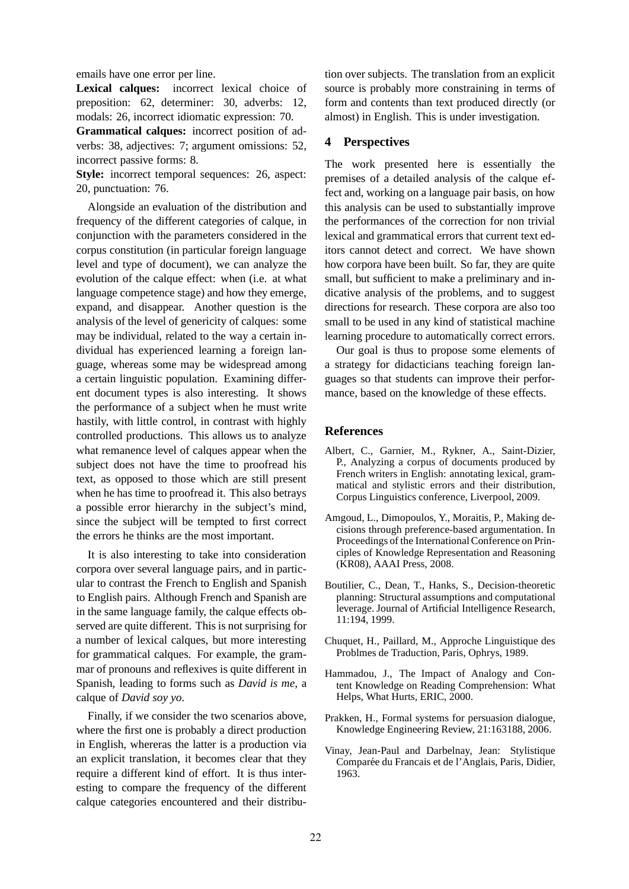emails have one error per line.

**Lexical calques:** incorrect lexical choice of preposition: 62, determiner: 30, adverbs: 12, modals: 26, incorrect idiomatic expression: 70.

**Grammatical calques:** incorrect position of adverbs: 38, adjectives: 7; argument omissions: 52, incorrect passive forms: 8.

**Style:** incorrect temporal sequences: 26, aspect: 20, punctuation: 76.

Alongside an evaluation of the distribution and frequency of the different categories of calque, in conjunction with the parameters considered in the corpus constitution (in particular foreign language level and type of document), we can analyze the evolution of the calque effect: when (i.e. at what language competence stage) and how they emerge, expand, and disappear. Another question is the analysis of the level of genericity of calques: some may be individual, related to the way a certain individual has experienced learning a foreign language, whereas some may be widespread among a certain linguistic population. Examining different document types is also interesting. It shows the performance of a subject when he must write hastily, with little control, in contrast with highly controlled productions. This allows us to analyze what remanence level of calques appear when the subject does not have the time to proofread his text, as opposed to those which are still present when he has time to proofread it. This also betrays a possible error hierarchy in the subject's mind, since the subject will be tempted to first correct the errors he thinks are the most important.

It is also interesting to take into consideration corpora over several language pairs, and in particular to contrast the French to English and Spanish to English pairs. Although French and Spanish are in the same language family, the calque effects observed are quite different. This is not surprising for a number of lexical calques, but more interesting for grammatical calques. For example, the grammar of pronouns and reflexives is quite different in Spanish, leading to forms such as *David is me*, a calque of *David soy yo*.

Finally, if we consider the two scenarios above, where the first one is probably a direct production in English, whereras the latter is a production via an explicit translation, it becomes clear that they require a different kind of effort. It is thus interesting to compare the frequency of the different calque categories encountered and their distribution over subjects. The translation from an explicit source is probably more constraining in terms of form and contents than text produced directly (or almost) in English. This is under investigation.

## 4 Perspectives

The work presented here is essentially the premises of a detailed analysis of the calque effect and, working on a language pair basis, on how this analysis can be used to substantially improve the performances of the correction for non trivial lexical and grammatical errors that current text editors cannot detect and correct. We have shown how corpora have been built. So far, they are quite small, but sufficient to make a preliminary and indicative analysis of the problems, and to suggest directions for research. These corpora are also too small to be used in any kind of statistical machine learning procedure to automatically correct errors.

Our goal is thus to propose some elements of a strategy for didacticians teaching foreign languages so that students can improve their performance, based on the knowledge of these effects.

## References

Albert, C., Garnier, M., Rykner, A., Saint-Dizier, P., Analyzing a corpus of documents produced by French writers in English: annotating lexical, grammatical and stylistic errors and their distribution, Corpus Linguistics conference, Liverpool, 2009.

Amgoud, L., Dimopoulos, Y., Moraitis, P., Making decisions through preference-based argumentation. In Proceedings of the International Conference on Principles of Knowledge Representation and Reasoning (KR08), AAAI Press, 2008.

Boutilier, C., Dean, T., Hanks, S., Decision-theoretic planning: Structural assumptions and computational leverage. Journal of Artificial Intelligence Research, 11:194, 1999.

Chuquet, H., Paillard, M., Approche Linguistique des Problmes de Traduction, Paris, Ophrys, 1989.

Hammadou, J., The Impact of Analogy and Content Knowledge on Reading Comprehension: What Helps, What Hurts, ERIC, 2000.

Prakken, H., Formal systems for persuasion dialogue, Knowledge Engineering Review, 21:163188, 2006.

Vinay, Jean-Paul and Darbelnay, Jean: Stylistique Comparée du Francais et de l'Anglais, Paris, Didier, 1963.